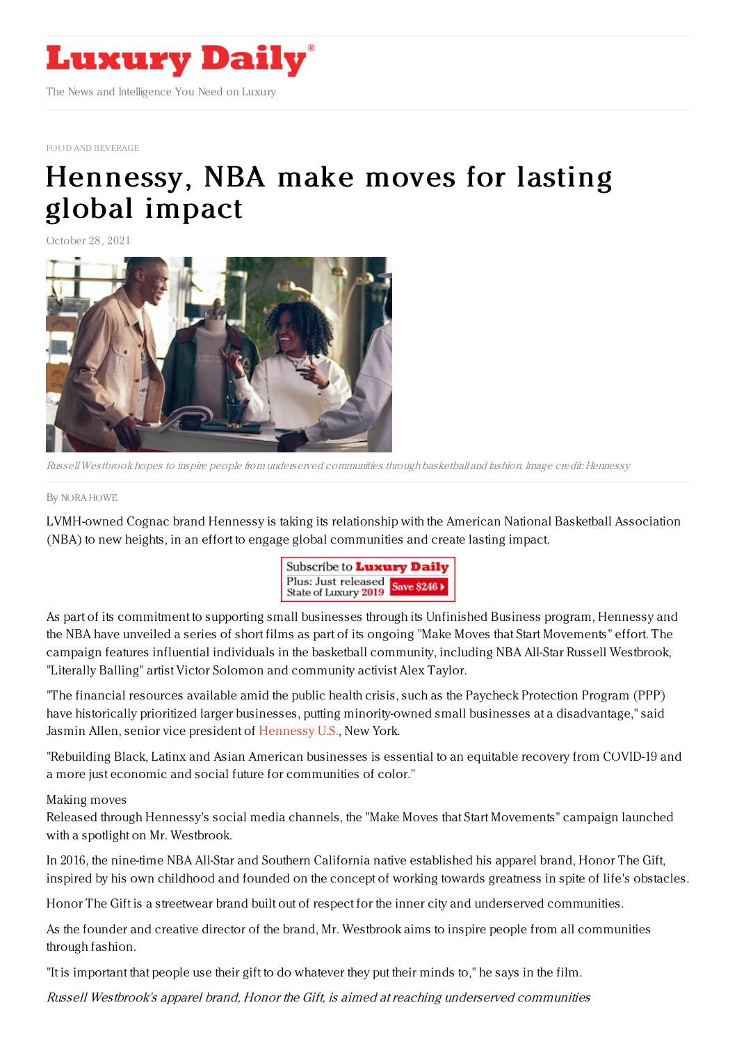# Luxury Daily

The News and Intelligence You Need on Luxury

FOOD AND BEVERAGE

# Hennessy, NBA make moves for lasting global impact

October 28, 2021

*Russell Westbrook hopes to inspire people from underserved communities through basketball and fashion. Image credit: Hennessy*

By NORA HOWE

LVMH-owned Cognac brand Hennessy is taking its relationship with the American National Basketball Association (NBA) to new heights, in an effort to engage global communities and create lasting impact.

As part of its commitment to supporting small businesses through its Unfinished Business program, Hennessy and the NBA have unveiled a series of short films as part of its ongoing "Make Moves that Start Movements" effort. The campaign features influential individuals in the basketball community, including NBA All-Star Russell Westbrook, "Literally Balling" artist Victor Solomon and community activist Alex Taylor.

"The financial resources available amid the public health crisis, such as the Paycheck Protection Program (PPP) have historically prioritized larger businesses, putting minority-owned small businesses at a disadvantage," said Jasmin Allen, senior vice president of Hennessy U.S., New York.

"Rebuilding Black, Latinx and Asian American businesses is essential to an equitable recovery from COVID-19 and a more just economic and social future for communities of color."

Making moves

Released through Hennessy's social media channels, the "Make Moves that Start Movements" campaign launched with a spotlight on Mr. Westbrook.

In 2016, the nine-time NBA All-Star and Southern California native established his apparel brand, Honor The Gift, inspired by his own childhood and founded on the concept of working towards greatness in spite of life's obstacles.

Honor The Gift is a streetwear brand built out of respect for the inner city and underserved communities.

As the founder and creative director of the brand, Mr. Westbrook aims to inspire people from all communities through fashion.

"It is important that people use their gift to do whatever they put their minds to," he says in the film.

*Russell Westbrook's apparel brand, Honor the Gift, is aimed at reaching underserved communities*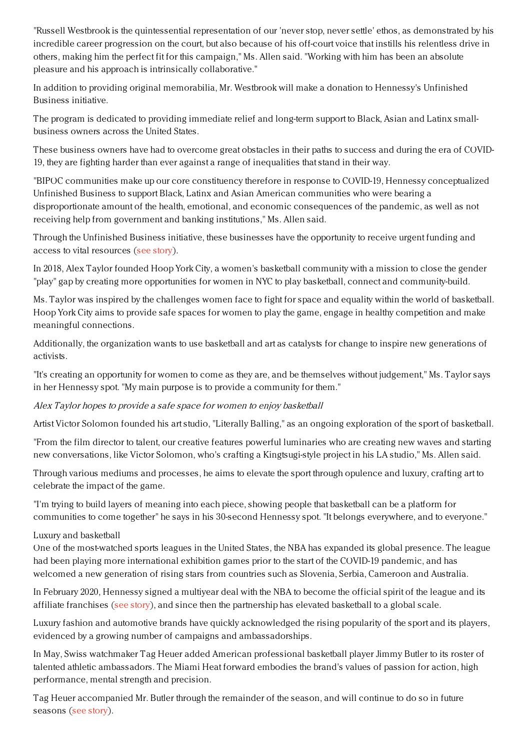"Russell Westbrook is the quintessential representation of our 'never stop, never settle' ethos, as demonstrated by his incredible career progression on the court, but also because of his off-court voice that instills his relentless drive in others, making him the perfect fit for this campaign," Ms. Allen said. "Working with him has been an absolute pleasure and his approach is intrinsically collaborative."

In addition to providing original memorabilia, Mr. Westbrook will make a donation to Hennessy's Unfinished Business initiative.

The program is dedicated to providing immediate relief and long-term support to Black, Asian and Latinx small-business owners across the United States.

These business owners have had to overcome great obstacles in their paths to success and during the era of COVID-19, they are fighting harder than ever against a range of inequalities that stand in their way.

"BIPOC communities make up our core constituency therefore in response to COVID-19, Hennessy conceptualized Unfinished Business to support Black, Latinx and Asian American communities who were bearing a disproportionate amount of the health, emotional, and economic consequences of the pandemic, as well as not receiving help from government and banking institutions," Ms. Allen said.

Through the Unfinished Business initiative, these businesses have the opportunity to receive urgent funding and access to vital resources (see story).

In 2018, Alex Taylor founded Hoop York City, a women's basketball community with a mission to close the gender "play" gap by creating more opportunities for women in NYC to play basketball, connect and community-build.

Ms. Taylor was inspired by the challenges women face to fight for space and equality within the world of basketball. Hoop York City aims to provide safe spaces for women to play the game, engage in healthy competition and make meaningful connections.

Additionally, the organization wants to use basketball and art as catalysts for change to inspire new generations of activists.

"It's creating an opportunity for women to come as they are, and be themselves without judgement," Ms. Taylor says in her Hennessy spot. "My main purpose is to provide a community for them."

*Alex Taylor hopes to provide a safe space for women to enjoy basketball*

Artist Victor Solomon founded his art studio, "Literally Balling," as an ongoing exploration of the sport of basketball.

"From the film director to talent, our creative features powerful luminaries who are creating new waves and starting new conversations, like Victor Solomon, who's crafting a Kingtsugi-style project in his LA studio," Ms. Allen said.

Through various mediums and processes, he aims to elevate the sport through opulence and luxury, crafting art to celebrate the impact of the game.

"I'm trying to build layers of meaning into each piece, showing people that basketball can be a platform for communities to come together" he says in his 30-second Hennessy spot. "It belongs everywhere, and to everyone."

## Luxury and basketball

One of the most-watched sports leagues in the United States, the NBA has expanded its global presence. The league had been playing more international exhibition games prior to the start of the COVID-19 pandemic, and has welcomed a new generation of rising stars from countries such as Slovenia, Serbia, Cameroon and Australia.

In February 2020, Hennessy signed a multiyear deal with the NBA to become the official spirit of the league and its affiliate franchises (see story), and since then the partnership has elevated basketball to a global scale.

Luxury fashion and automotive brands have quickly acknowledged the rising popularity of the sport and its players, evidenced by a growing number of campaigns and ambassadorships.

In May, Swiss watchmaker Tag Heuer added American professional basketball player Jimmy Butler to its roster of talented athletic ambassadors. The Miami Heat forward embodies the brand's values of passion for action, high performance, mental strength and precision.

Tag Heuer accompanied Mr. Butler through the remainder of the season, and will continue to do so in future seasons (see story).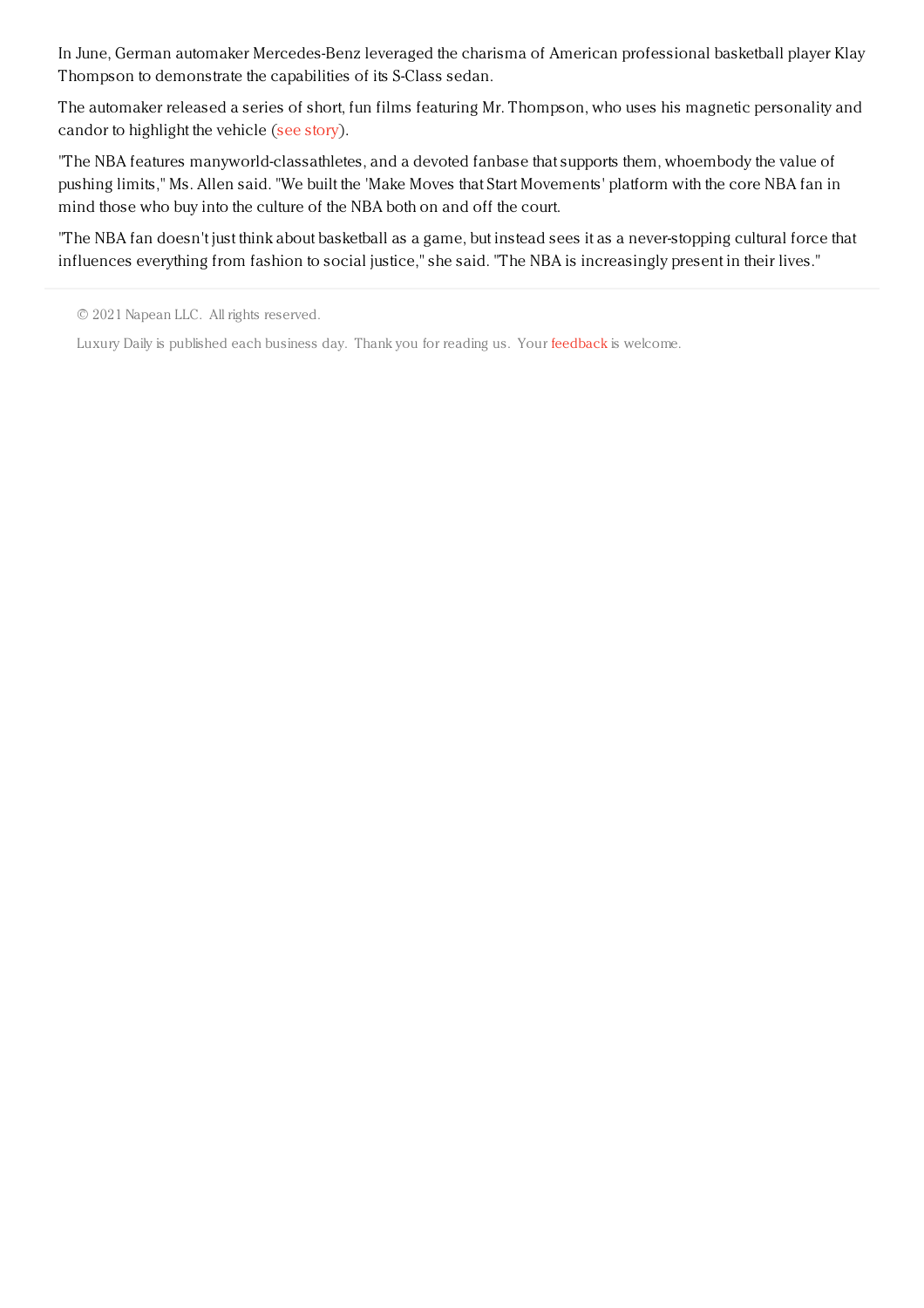In June, German automaker Mercedes-Benz leveraged the charisma of American professional basketball player Klay Thompson to demonstrate the capabilities of its S-Class sedan.

The automaker released a series of short, fun films featuring Mr. Thompson, who uses his magnetic personality and candor to highlight the vehicle (see story).

"The NBA features manyworld-classathletes, and a devoted fanbase that supports them, whoembody the value of pushing limits," Ms. Allen said. "We built the 'Make Moves that Start Movements' platform with the core NBA fan in mind those who buy into the culture of the NBA both on and off the court.

"The NBA fan doesn't just think about basketball as a game, but instead sees it as a never-stopping cultural force that influences everything from fashion to social justice," she said. "The NBA is increasingly present in their lives."

© 2021 Napean LLC. All rights reserved.

Luxury Daily is published each business day. Thank you for reading us. Your feedback is welcome.